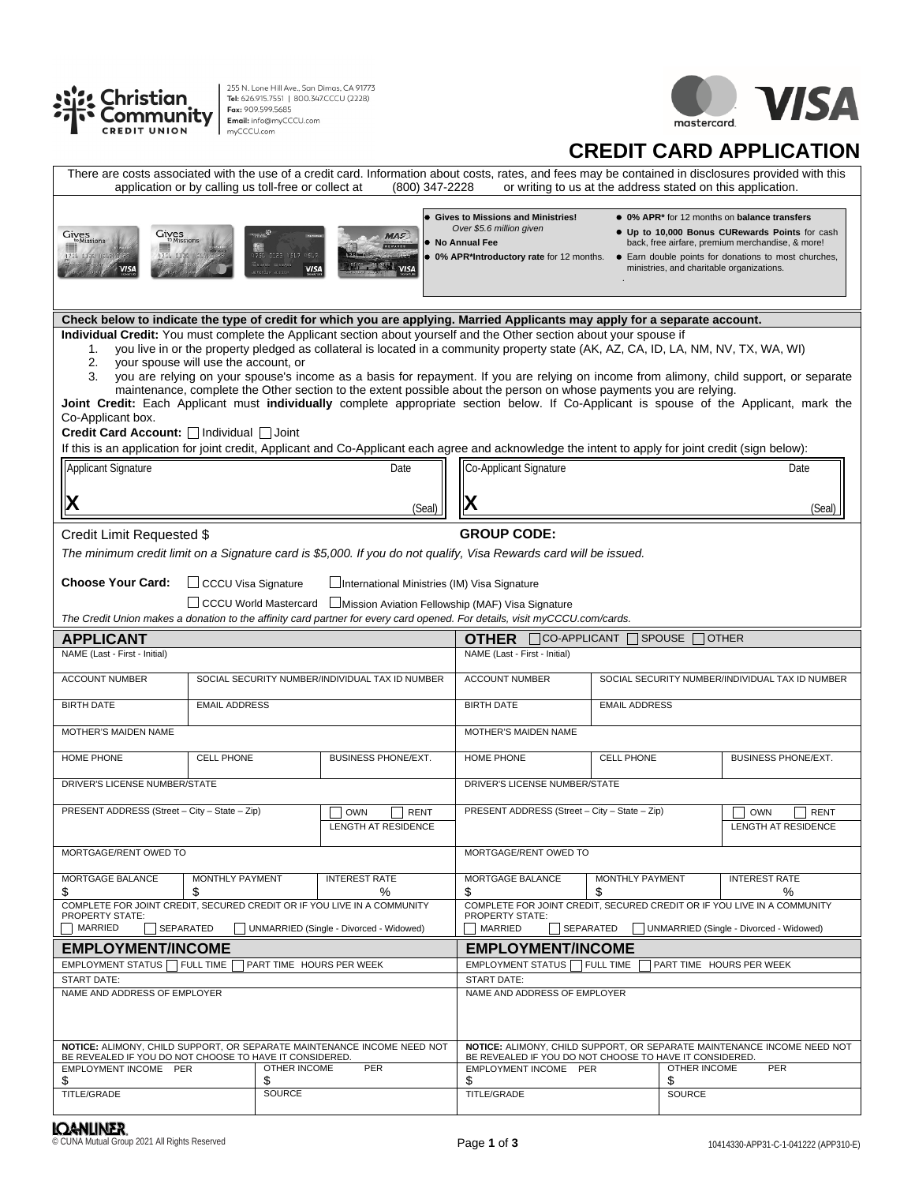Christian Community Credit Union
255 N. Lone Hill Ave., San Dimas, CA 91773
**Tel:** 626.915.7551 | 800.347.CCCU (2228)
**Fax:** 909.599.5685
**Email:** info@myCCCU.com
myCCCU.com

# CREDIT CARD APPLICATION

There are costs associated with the use of a credit card. Information about costs, rates, and fees may be contained in disclosures provided with this application or by calling us toll-free or collect at (800) 347-2228 or writing to us at the address stated on this application.

- **Gives to Missions and Ministries!** *Over $5.6 million given*
- **No Annual Fee**
- **0% APR*Introductory rate** for 12 months.
- **0% APR*** for 12 months on **balance transfers**
- **Up to 10,000 Bonus CURewards Points** for cash back, free airfare, premium merchandise, & more!
- Earn double points for donations to most churches, ministries, and charitable organizations.

**Check below to indicate the type of credit for which you are applying. Married Applicants may apply for a separate account.**

**Individual Credit:** You must complete the Applicant section about yourself and the Other section about your spouse if

1. you live in or the property pledged as collateral is located in a community property state (AK, AZ, CA, ID, LA, NM, NV, TX, WA, WI)
2. your spouse will use the account, or
3. you are relying on your spouse's income as a basis for repayment. If you are relying on income from alimony, child support, or separate maintenance, complete the Other section to the extent possible about the person on whose payments you are relying.

**Joint Credit:** Each Applicant must **individually** complete appropriate section below. If Co-Applicant is spouse of the Applicant, mark the Co-Applicant box.

**Credit Card Account:** ☐ Individual ☐ Joint

If this is an application for joint credit, Applicant and Co-Applicant each agree and acknowledge the intent to apply for joint credit (sign below):

| Applicant Signature | Date | Co-Applicant Signature | Date |
|---|---|---|---|
| X | (Seal) | X | (Seal) |

Credit Limit Requested $ **GROUP CODE:**

*The minimum credit limit on a Signature card is $5,000. If you do not qualify, Visa Rewards card will be issued.*

**Choose Your Card:** ☐ CCCU Visa Signature ☐ International Ministries (IM) Visa Signature
☐ CCCU World Mastercard ☐ Mission Aviation Fellowship (MAF) Visa Signature

*The Credit Union makes a donation to the affinity card partner for every card opened. For details, visit myCCCU.com/cards.*

## APPLICANT

| | | |
|---|---|---|
| NAME (Last - First - Initial) | | |
| ACCOUNT NUMBER | SOCIAL SECURITY NUMBER/INDIVIDUAL TAX ID NUMBER | |
| BIRTH DATE | EMAIL ADDRESS | |
| MOTHER'S MAIDEN NAME | | |
| HOME PHONE | CELL PHONE | BUSINESS PHONE/EXT. |
| DRIVER'S LICENSE NUMBER/STATE | | |
| PRESENT ADDRESS (Street – City – State – Zip) | | ☐ OWN ☐ RENT LENGTH AT RESIDENCE |
| MORTGAGE/RENT OWED TO | | |
| MORTGAGE BALANCE $ | MONTHLY PAYMENT $ | INTEREST RATE % |

COMPLETE FOR JOINT CREDIT, SECURED CREDIT OR IF YOU LIVE IN A COMMUNITY PROPERTY STATE:
☐ MARRIED ☐ SEPARATED ☐ UNMARRIED (Single - Divorced - Widowed)

### EMPLOYMENT/INCOME

EMPLOYMENT STATUS ☐ FULL TIME ☐ PART TIME HOURS PER WEEK

START DATE:

NAME AND ADDRESS OF EMPLOYER

**NOTICE:** ALIMONY, CHILD SUPPORT, OR SEPARATE MAINTENANCE INCOME NEED NOT BE REVEALED IF YOU DO NOT CHOOSE TO HAVE IT CONSIDERED.

| EMPLOYMENT INCOME PER | OTHER INCOME PER |
|---|---|
| $ | $ |
| TITLE/GRADE | SOURCE |

## OTHER ☐ CO-APPLICANT ☐ SPOUSE ☐ OTHER

| | | |
|---|---|---|
| NAME (Last - First - Initial) | | |
| ACCOUNT NUMBER | SOCIAL SECURITY NUMBER/INDIVIDUAL TAX ID NUMBER | |
| BIRTH DATE | EMAIL ADDRESS | |
| MOTHER'S MAIDEN NAME | | |
| HOME PHONE | CELL PHONE | BUSINESS PHONE/EXT. |
| DRIVER'S LICENSE NUMBER/STATE | | |
| PRESENT ADDRESS (Street – City – State – Zip) | | ☐ OWN ☐ RENT LENGTH AT RESIDENCE |
| MORTGAGE/RENT OWED TO | | |
| MORTGAGE BALANCE $ | MONTHLY PAYMENT $ | INTEREST RATE % |

COMPLETE FOR JOINT CREDIT, SECURED CREDIT OR IF YOU LIVE IN A COMMUNITY PROPERTY STATE:
☐ MARRIED ☐ SEPARATED ☐ UNMARRIED (Single - Divorced - Widowed)

### EMPLOYMENT/INCOME

EMPLOYMENT STATUS ☐ FULL TIME ☐ PART TIME HOURS PER WEEK

START DATE:

NAME AND ADDRESS OF EMPLOYER

**NOTICE:** ALIMONY, CHILD SUPPORT, OR SEPARATE MAINTENANCE INCOME NEED NOT BE REVEALED IF YOU DO NOT CHOOSE TO HAVE IT CONSIDERED.

| EMPLOYMENT INCOME PER | OTHER INCOME PER |
|---|---|
| $ | $ |
| TITLE/GRADE | SOURCE |

LOANLINER.
© CUNA Mutual Group 2021 All Rights Reserved
10414330-APP31-C-1-041222 (APP310-E)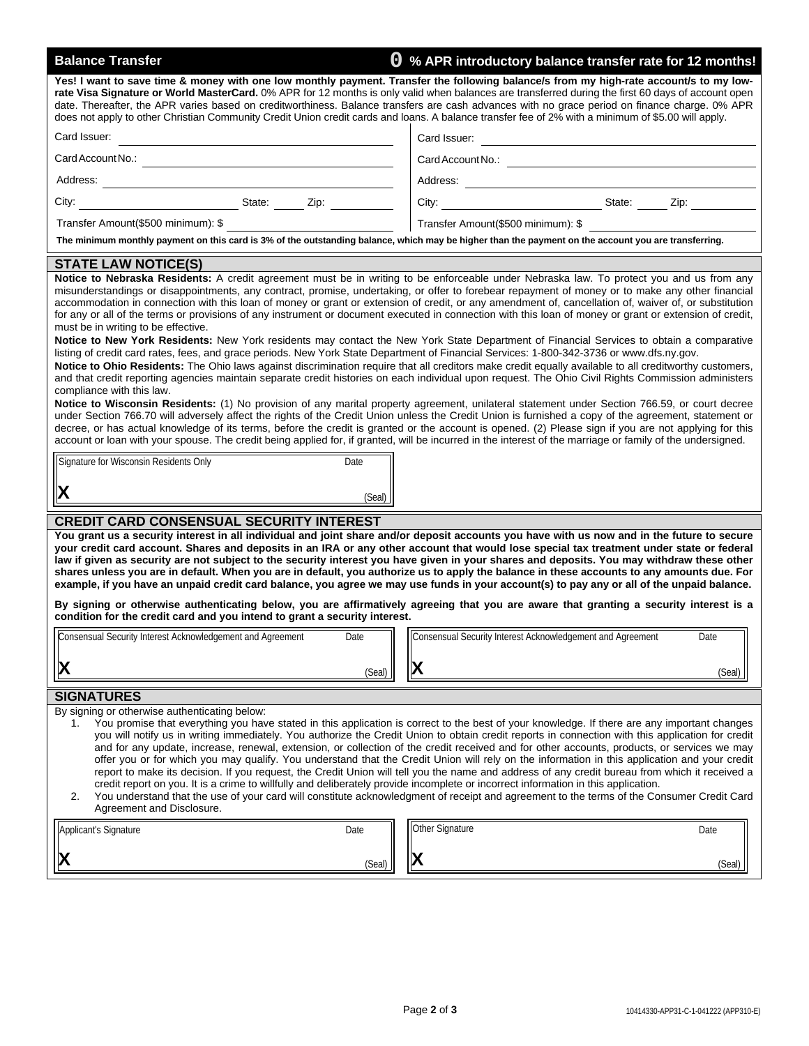## Balance Transfer — 0 % APR introductory balance transfer rate for 12 months!

**Yes! I want to save time & money with one low monthly payment. Transfer the following balance/s from my high-rate account/s to my low-rate Visa Signature or World MasterCard.** 0% APR for 12 months is only valid when balances are transferred during the first 60 days of account open date. Thereafter, the APR varies based on creditworthiness. Balance transfers are cash advances with no grace period on finance charge. 0% APR does not apply to other Christian Community Credit Union credit cards and loans. A balance transfer fee of 2% with a minimum of $5.00 will apply.

| | |
|---|---|
| Card Issuer: | Card Issuer: |
| Card Account No.: | Card Account No.: |
| Address: | Address: |
| City: State: Zip: | City: State: Zip: |
| Transfer Amount($500 minimum): $ | Transfer Amount($500 minimum): $ |

**The minimum monthly payment on this card is 3% of the outstanding balance, which may be higher than the payment on the account you are transferring.**

## STATE LAW NOTICE(S)

**Notice to Nebraska Residents:** A credit agreement must be in writing to be enforceable under Nebraska law. To protect you and us from any misunderstandings or disappointments, any contract, promise, undertaking, or offer to forebear repayment of money or to make any other financial accommodation in connection with this loan of money or grant or extension of credit, or any amendment of, cancellation of, waiver of, or substitution for any or all of the terms or provisions of any instrument or document executed in connection with this loan of money or grant or extension of credit, must be in writing to be effective.

**Notice to New York Residents:** New York residents may contact the New York State Department of Financial Services to obtain a comparative listing of credit card rates, fees, and grace periods. New York State Department of Financial Services: 1-800-342-3736 or www.dfs.ny.gov.

**Notice to Ohio Residents:** The Ohio laws against discrimination require that all creditors make credit equally available to all creditworthy customers, and that credit reporting agencies maintain separate credit histories on each individual upon request. The Ohio Civil Rights Commission administers compliance with this law.

**Notice to Wisconsin Residents:** (1) No provision of any marital property agreement, unilateral statement under Section 766.59, or court decree under Section 766.70 will adversely affect the rights of the Credit Union unless the Credit Union is furnished a copy of the agreement, statement or decree, or has actual knowledge of its terms, before the credit is granted or the account is opened. (2) Please sign if you are not applying for this account or loan with your spouse. The credit being applied for, if granted, will be incurred in the interest of the marriage or family of the undersigned.

| Signature for Wisconsin Residents Only | Date |
|---|---|
| X | (Seal) |

## CREDIT CARD CONSENSUAL SECURITY INTEREST

**You grant us a security interest in all individual and joint share and/or deposit accounts you have with us now and in the future to secure your credit card account. Shares and deposits in an IRA or any other account that would lose special tax treatment under state or federal law if given as security are not subject to the security interest you have given in your shares and deposits. You may withdraw these other shares unless you are in default. When you are in default, you authorize us to apply the balance in these accounts to any amounts due. For example, if you have an unpaid credit card balance, you agree we may use funds in your account(s) to pay any or all of the unpaid balance.**

**By signing or otherwise authenticating below, you are affirmatively agreeing that you are aware that granting a security interest is a condition for the credit card and you intend to grant a security interest.**

| Consensual Security Interest Acknowledgement and Agreement | Date | Consensual Security Interest Acknowledgement and Agreement | Date |
|---|---|---|---|
| X | (Seal) | X | (Seal) |

## SIGNATURES

By signing or otherwise authenticating below:

1. You promise that everything you have stated in this application is correct to the best of your knowledge. If there are any important changes you will notify us in writing immediately. You authorize the Credit Union to obtain credit reports in connection with this application for credit and for any update, increase, renewal, extension, or collection of the credit received and for other accounts, products, or services we may offer you or for which you may qualify. You understand that the Credit Union will rely on the information in this application and your credit report to make its decision. If you request, the Credit Union will tell you the name and address of any credit bureau from which it received a credit report on you. It is a crime to willfully and deliberately provide incomplete or incorrect information in this application.
2. You understand that the use of your card will constitute acknowledgment of receipt and agreement to the terms of the Consumer Credit Card Agreement and Disclosure.

| Applicant's Signature | Date | Other Signature | Date |
|---|---|---|---|
| X | (Seal) | X | (Seal) |

10414330-APP31-C-1-041222 (APP310-E)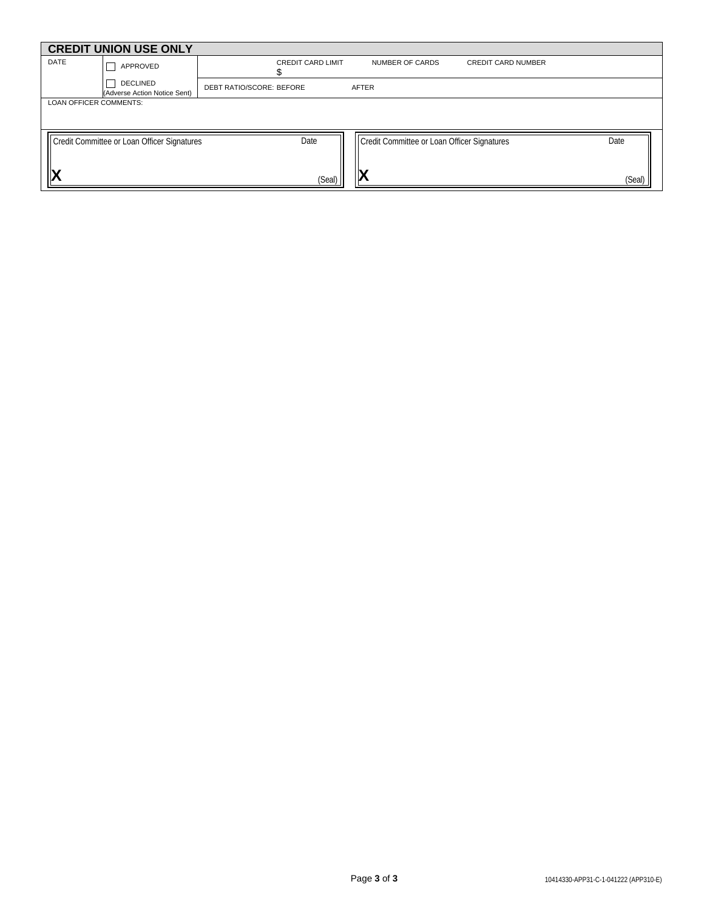## CREDIT UNION USE ONLY

| | | | | | |
|---|---|---|---|---|---|
| DATE | ☐ APPROVED | | CREDIT CARD LIMIT<br>$ | NUMBER OF CARDS | CREDIT CARD NUMBER |
| | ☐ DECLINED<br>(Adverse Action Notice Sent) | DEBT RATIO/SCORE: BEFORE | | AFTER | |

LOAN OFFICER COMMENTS:

| | | | |
|---|---|---|---|
| Credit Committee or Loan Officer Signatures | Date | Credit Committee or Loan Officer Signatures | Date |
| **X** | (Seal) | **X** | (Seal) |

10414330-APP31-C-1-041222 (APP310-E)